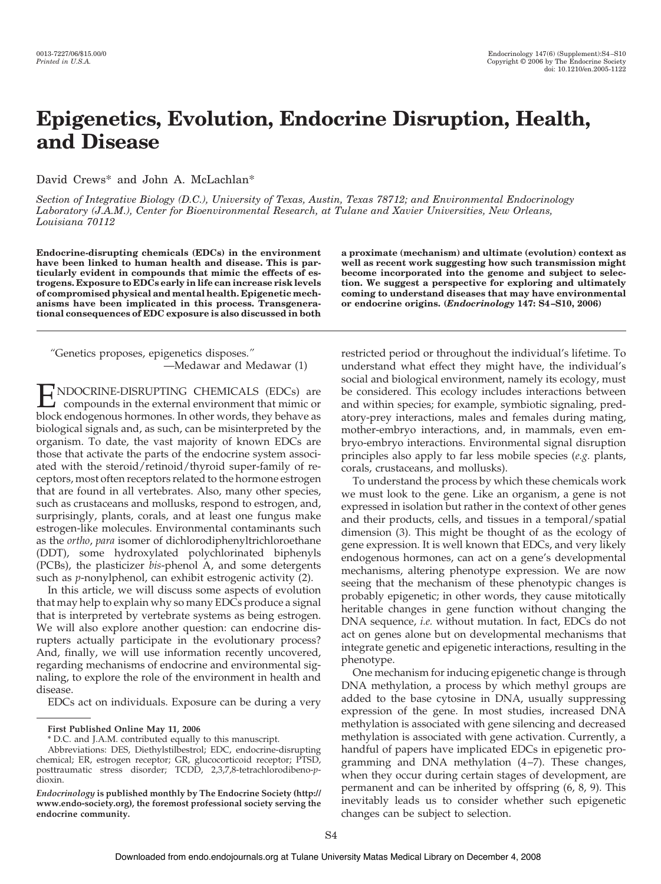# Epigenetics, Evolution, Endocrine Disruption, Health, and Disease

David Crews* and John A. McLachlan*

*Section of Integrative Biology (D.C.), University of Texas, Austin, Texas 78712; and Environmental Endocrinology Laboratory (J.A.M.), Center for Bioenvironmental Research, at Tulane and Xavier Universities, New Orleans, Louisiana 70112*

**Endocrine-disrupting chemicals (EDCs) in the environment have been linked to human health and disease. This is particularly evident in compounds that mimic the effects of estrogens. Exposure to EDCs early in life can increase risk levels of compromised physical and mental health. Epigenetic mechanisms have been implicated in this process. Transgenerational consequences of EDC exposure is also discussed in both a proximate (mechanism) and ultimate (evolution) context as well as recent work suggesting how such transmission might become incorporated into the genome and subject to selection. We suggest a perspective for exploring and ultimately coming to understand diseases that may have environmental or endocrine origins. (*Endocrinology* 147: S4–S10, 2006)**

"Genetics proposes, epigenetics disposes."
—Medawar and Medawar (1)

ENDOCRINE-DISRUPTING CHEMICALS (EDCs) are compounds in the external environment that mimic or block endogenous hormones. In other words, they behave as biological signals and, as such, can be misinterpreted by the organism. To date, the vast majority of known EDCs are those that activate the parts of the endocrine system associated with the steroid/retinoid/thyroid super-family of receptors, most often receptors related to the hormone estrogen that are found in all vertebrates. Also, many other species, such as crustaceans and mollusks, respond to estrogen, and, surprisingly, plants, corals, and at least one fungus make estrogen-like molecules. Environmental contaminants such as the *ortho*, *para* isomer of dichlorodiphenyltrichloroethane (DDT), some hydroxylated polychlorinated biphenyls (PCBs), the plasticizer *bis*-phenol A, and some detergents such as *p*-nonylphenol, can exhibit estrogenic activity (2).

In this article, we will discuss some aspects of evolution that may help to explain why so many EDCs produce a signal that is interpreted by vertebrate systems as being estrogen. We will also explore another question: can endocrine disrupters actually participate in the evolutionary process? And, finally, we will use information recently uncovered, regarding mechanisms of endocrine and environmental signaling, to explore the role of the environment in health and disease.

EDCs act on individuals. Exposure can be during a very restricted period or throughout the individual's lifetime. To understand what effect they might have, the individual's social and biological environment, namely its ecology, must be considered. This ecology includes interactions between and within species; for example, symbiotic signaling, predatory-prey interactions, males and females during mating, mother-embryo interactions, and, in mammals, even embryo-embryo interactions. Environmental signal disruption principles also apply to far less mobile species (*e.g.* plants, corals, crustaceans, and mollusks).

To understand the process by which these chemicals work we must look to the gene. Like an organism, a gene is not expressed in isolation but rather in the context of other genes and their products, cells, and tissues in a temporal/spatial dimension (3). This might be thought of as the ecology of gene expression. It is well known that EDCs, and very likely endogenous hormones, can act on a gene's developmental mechanisms, altering phenotype expression. We are now seeing that the mechanism of these phenotypic changes is probably epigenetic; in other words, they cause mitotically heritable changes in gene function without changing the DNA sequence, *i.e.* without mutation. In fact, EDCs do not act on genes alone but on developmental mechanisms that integrate genetic and epigenetic interactions, resulting in the phenotype.

One mechanism for inducing epigenetic change is through DNA methylation, a process by which methyl groups are added to the base cytosine in DNA, usually suppressing expression of the gene. In most studies, increased DNA methylation is associated with gene silencing and decreased methylation is associated with gene activation. Currently, a handful of papers have implicated EDCs in epigenetic programming and DNA methylation (4–7). These changes, when they occur during certain stages of development, are permanent and can be inherited by offspring (6, 8, 9). This inevitably leads us to consider whether such epigenetic changes can be subject to selection.

**First Published Online May 11, 2006**

\* D.C. and J.A.M. contributed equally to this manuscript.

Abbreviations: DES, Diethylstilbestrol; EDC, endocrine-disrupting chemical; ER, estrogen receptor; GR, glucocorticoid receptor; PTSD, posttraumatic stress disorder; TCDD, 2,3,7,8-tetrachlorodibeno-*p*-dioxin.

***Endocrinology* is published monthly by The Endocrine Society (http://www.endo-society.org), the foremost professional society serving the endocrine community.**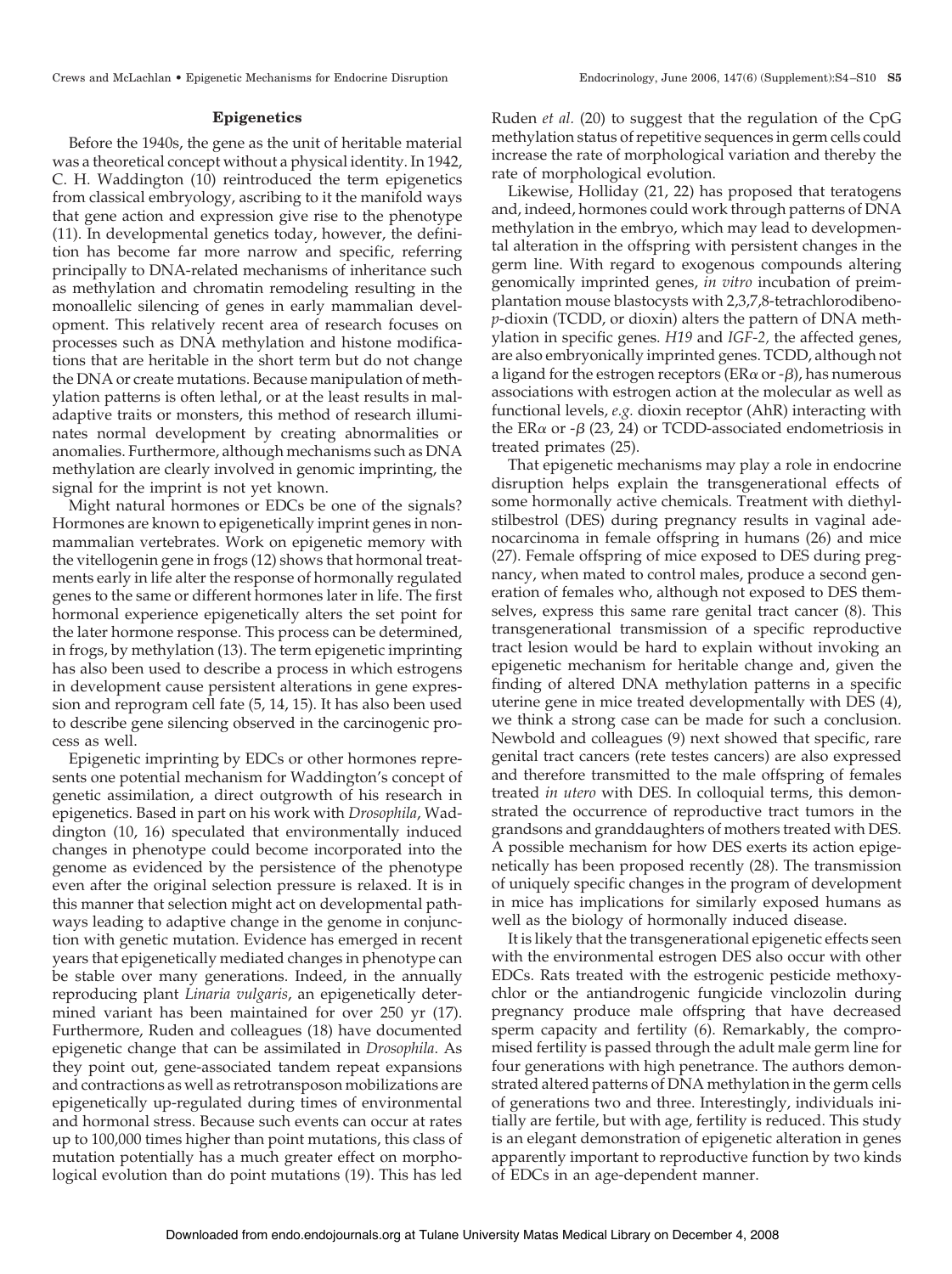## Epigenetics

Before the 1940s, the gene as the unit of heritable material was a theoretical concept without a physical identity. In 1942, C. H. Waddington (10) reintroduced the term epigenetics from classical embryology, ascribing to it the manifold ways that gene action and expression give rise to the phenotype (11). In developmental genetics today, however, the definition has become far more narrow and specific, referring principally to DNA-related mechanisms of inheritance such as methylation and chromatin remodeling resulting in the monoallelic silencing of genes in early mammalian development. This relatively recent area of research focuses on processes such as DNA methylation and histone modifications that are heritable in the short term but do not change the DNA or create mutations. Because manipulation of methylation patterns is often lethal, or at the least results in maladaptive traits or monsters, this method of research illuminates normal development by creating abnormalities or anomalies. Furthermore, although mechanisms such as DNA methylation are clearly involved in genomic imprinting, the signal for the imprint is not yet known.

Might natural hormones or EDCs be one of the signals? Hormones are known to epigenetically imprint genes in nonmammalian vertebrates. Work on epigenetic memory with the vitellogenin gene in frogs (12) shows that hormonal treatments early in life alter the response of hormonally regulated genes to the same or different hormones later in life. The first hormonal experience epigenetically alters the set point for the later hormone response. This process can be determined, in frogs, by methylation (13). The term epigenetic imprinting has also been used to describe a process in which estrogens in development cause persistent alterations in gene expression and reprogram cell fate (5, 14, 15). It has also been used to describe gene silencing observed in the carcinogenic process as well.

Epigenetic imprinting by EDCs or other hormones represents one potential mechanism for Waddington's concept of genetic assimilation, a direct outgrowth of his research in epigenetics. Based in part on his work with *Drosophila*, Waddington (10, 16) speculated that environmentally induced changes in phenotype could become incorporated into the genome as evidenced by the persistence of the phenotype even after the original selection pressure is relaxed. It is in this manner that selection might act on developmental pathways leading to adaptive change in the genome in conjunction with genetic mutation. Evidence has emerged in recent years that epigenetically mediated changes in phenotype can be stable over many generations. Indeed, in the annually reproducing plant *Linaria vulgaris*, an epigenetically determined variant has been maintained for over 250 yr (17). Furthermore, Ruden and colleagues (18) have documented epigenetic change that can be assimilated in *Drosophila*. As they point out, gene-associated tandem repeat expansions and contractions as well as retrotransposon mobilizations are epigenetically up-regulated during times of environmental and hormonal stress. Because such events can occur at rates up to 100,000 times higher than point mutations, this class of mutation potentially has a much greater effect on morphological evolution than do point mutations (19). This has led Ruden *et al.* (20) to suggest that the regulation of the CpG methylation status of repetitive sequences in germ cells could increase the rate of morphological variation and thereby the rate of morphological evolution.

Likewise, Holliday (21, 22) has proposed that teratogens and, indeed, hormones could work through patterns of DNA methylation in the embryo, which may lead to developmental alteration in the offspring with persistent changes in the germ line. With regard to exogenous compounds altering genomically imprinted genes, *in vitro* incubation of preimplantation mouse blastocysts with 2,3,7,8-tetrachlorodibeno-*p*-dioxin (TCDD, or dioxin) alters the pattern of DNA methylation in specific genes. *H19* and *IGF-2*, the affected genes, are also embryonically imprinted genes. TCDD, although not a ligand for the estrogen receptors (ER$\alpha$ or -$\beta$), has numerous associations with estrogen action at the molecular as well as functional levels, *e.g.* dioxin receptor (AhR) interacting with the ER$\alpha$ or -$\beta$ (23, 24) or TCDD-associated endometriosis in treated primates (25).

That epigenetic mechanisms may play a role in endocrine disruption helps explain the transgenerational effects of some hormonally active chemicals. Treatment with diethylstilbestrol (DES) during pregnancy results in vaginal adenocarcinoma in female offspring in humans (26) and mice (27). Female offspring of mice exposed to DES during pregnancy, when mated to control males, produce a second generation of females who, although not exposed to DES themselves, express this same rare genital tract cancer (8). This transgenerational transmission of a specific reproductive tract lesion would be hard to explain without invoking an epigenetic mechanism for heritable change and, given the finding of altered DNA methylation patterns in a specific uterine gene in mice treated developmentally with DES (4), we think a strong case can be made for such a conclusion. Newbold and colleagues (9) next showed that specific, rare genital tract cancers (rete testes cancers) are also expressed and therefore transmitted to the male offspring of females treated *in utero* with DES. In colloquial terms, this demonstrated the occurrence of reproductive tract tumors in the grandsons and granddaughters of mothers treated with DES. A possible mechanism for how DES exerts its action epigenetically has been proposed recently (28). The transmission of uniquely specific changes in the program of development in mice has implications for similarly exposed humans as well as the biology of hormonally induced disease.

It is likely that the transgenerational epigenetic effects seen with the environmental estrogen DES also occur with other EDCs. Rats treated with the estrogenic pesticide methoxychlor or the antiandrogenic fungicide vinclozolin during pregnancy produce male offspring that have decreased sperm capacity and fertility (6). Remarkably, the compromised fertility is passed through the adult male germ line for four generations with high penetrance. The authors demonstrated altered patterns of DNA methylation in the germ cells of generations two and three. Interestingly, individuals initially are fertile, but with age, fertility is reduced. This study is an elegant demonstration of epigenetic alteration in genes apparently important to reproductive function by two kinds of EDCs in an age-dependent manner.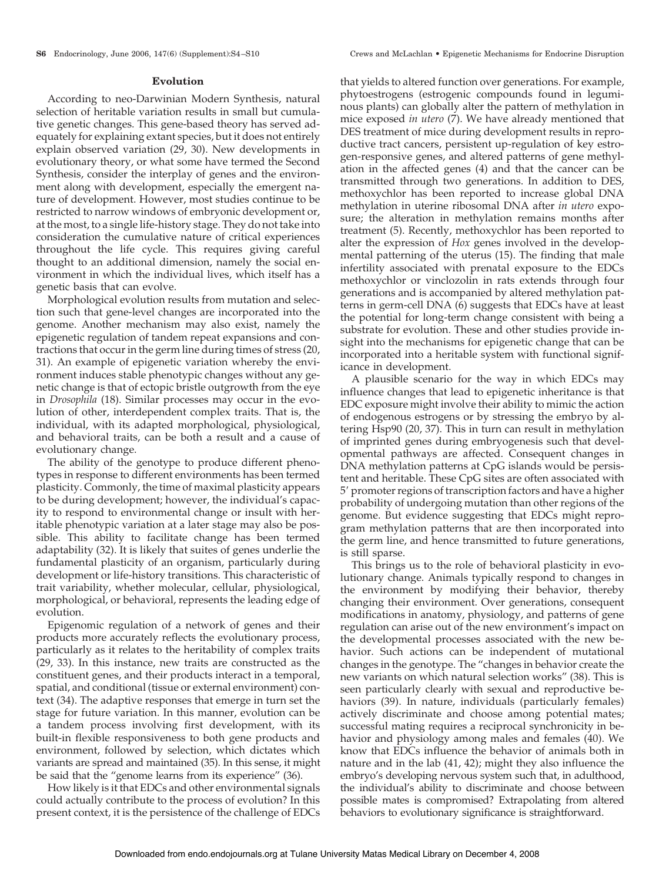### Evolution

According to neo-Darwinian Modern Synthesis, natural selection of heritable variation results in small but cumulative genetic changes. This gene-based theory has served adequately for explaining extant species, but it does not entirely explain observed variation (29, 30). New developments in evolutionary theory, or what some have termed the Second Synthesis, consider the interplay of genes and the environment along with development, especially the emergent nature of development. However, most studies continue to be restricted to narrow windows of embryonic development or, at the most, to a single life-history stage. They do not take into consideration the cumulative nature of critical experiences throughout the life cycle. This requires giving careful thought to an additional dimension, namely the social environment in which the individual lives, which itself has a genetic basis that can evolve.

Morphological evolution results from mutation and selection such that gene-level changes are incorporated into the genome. Another mechanism may also exist, namely the epigenetic regulation of tandem repeat expansions and contractions that occur in the germ line during times of stress (20, 31). An example of epigenetic variation whereby the environment induces stable phenotypic changes without any genetic change is that of ectopic bristle outgrowth from the eye in *Drosophila* (18). Similar processes may occur in the evolution of other, interdependent complex traits. That is, the individual, with its adapted morphological, physiological, and behavioral traits, can be both a result and a cause of evolutionary change.

The ability of the genotype to produce different phenotypes in response to different environments has been termed plasticity. Commonly, the time of maximal plasticity appears to be during development; however, the individual's capacity to respond to environmental change or insult with heritable phenotypic variation at a later stage may also be possible. This ability to facilitate change has been termed adaptability (32). It is likely that suites of genes underlie the fundamental plasticity of an organism, particularly during development or life-history transitions. This characteristic of trait variability, whether molecular, cellular, physiological, morphological, or behavioral, represents the leading edge of evolution.

Epigenomic regulation of a network of genes and their products more accurately reflects the evolutionary process, particularly as it relates to the heritability of complex traits (29, 33). In this instance, new traits are constructed as the constituent genes, and their products interact in a temporal, spatial, and conditional (tissue or external environment) context (34). The adaptive responses that emerge in turn set the stage for future variation. In this manner, evolution can be a tandem process involving first development, with its built-in flexible responsiveness to both gene products and environment, followed by selection, which dictates which variants are spread and maintained (35). In this sense, it might be said that the "genome learns from its experience" (36).

How likely is it that EDCs and other environmental signals could actually contribute to the process of evolution? In this present context, it is the persistence of the challenge of EDCs that yields to altered function over generations. For example, phytoestrogens (estrogenic compounds found in leguminous plants) can globally alter the pattern of methylation in mice exposed *in utero* (7). We have already mentioned that DES treatment of mice during development results in reproductive tract cancers, persistent up-regulation of key estrogen-responsive genes, and altered patterns of gene methylation in the affected genes (4) and that the cancer can be transmitted through two generations. In addition to DES, methoxychlor has been reported to increase global DNA methylation in uterine ribosomal DNA after *in utero* exposure; the alteration in methylation remains months after treatment (5). Recently, methoxychlor has been reported to alter the expression of *Hox* genes involved in the developmental patterning of the uterus (15). The finding that male infertility associated with prenatal exposure to the EDCs methoxychlor or vinclozolin in rats extends through four generations and is accompanied by altered methylation patterns in germ-cell DNA (6) suggests that EDCs have at least the potential for long-term change consistent with being a substrate for evolution. These and other studies provide insight into the mechanisms for epigenetic change that can be incorporated into a heritable system with functional significance in development.

A plausible scenario for the way in which EDCs may influence changes that lead to epigenetic inheritance is that EDC exposure might involve their ability to mimic the action of endogenous estrogens or by stressing the embryo by altering Hsp90 (20, 37). This in turn can result in methylation of imprinted genes during embryogenesis such that developmental pathways are affected. Consequent changes in DNA methylation patterns at CpG islands would be persistent and heritable. These CpG sites are often associated with 5′ promoter regions of transcription factors and have a higher probability of undergoing mutation than other regions of the genome. But evidence suggesting that EDCs might reprogram methylation patterns that are then incorporated into the germ line, and hence transmitted to future generations, is still sparse.

This brings us to the role of behavioral plasticity in evolutionary change. Animals typically respond to changes in the environment by modifying their behavior, thereby changing their environment. Over generations, consequent modifications in anatomy, physiology, and patterns of gene regulation can arise out of the new environment's impact on the developmental processes associated with the new behavior. Such actions can be independent of mutational changes in the genotype. The "changes in behavior create the new variants on which natural selection works" (38). This is seen particularly clearly with sexual and reproductive behaviors (39). In nature, individuals (particularly females) actively discriminate and choose among potential mates; successful mating requires a reciprocal synchronicity in behavior and physiology among males and females (40). We know that EDCs influence the behavior of animals both in nature and in the lab (41, 42); might they also influence the embryo's developing nervous system such that, in adulthood, the individual's ability to discriminate and choose between possible mates is compromised? Extrapolating from altered behaviors to evolutionary significance is straightforward.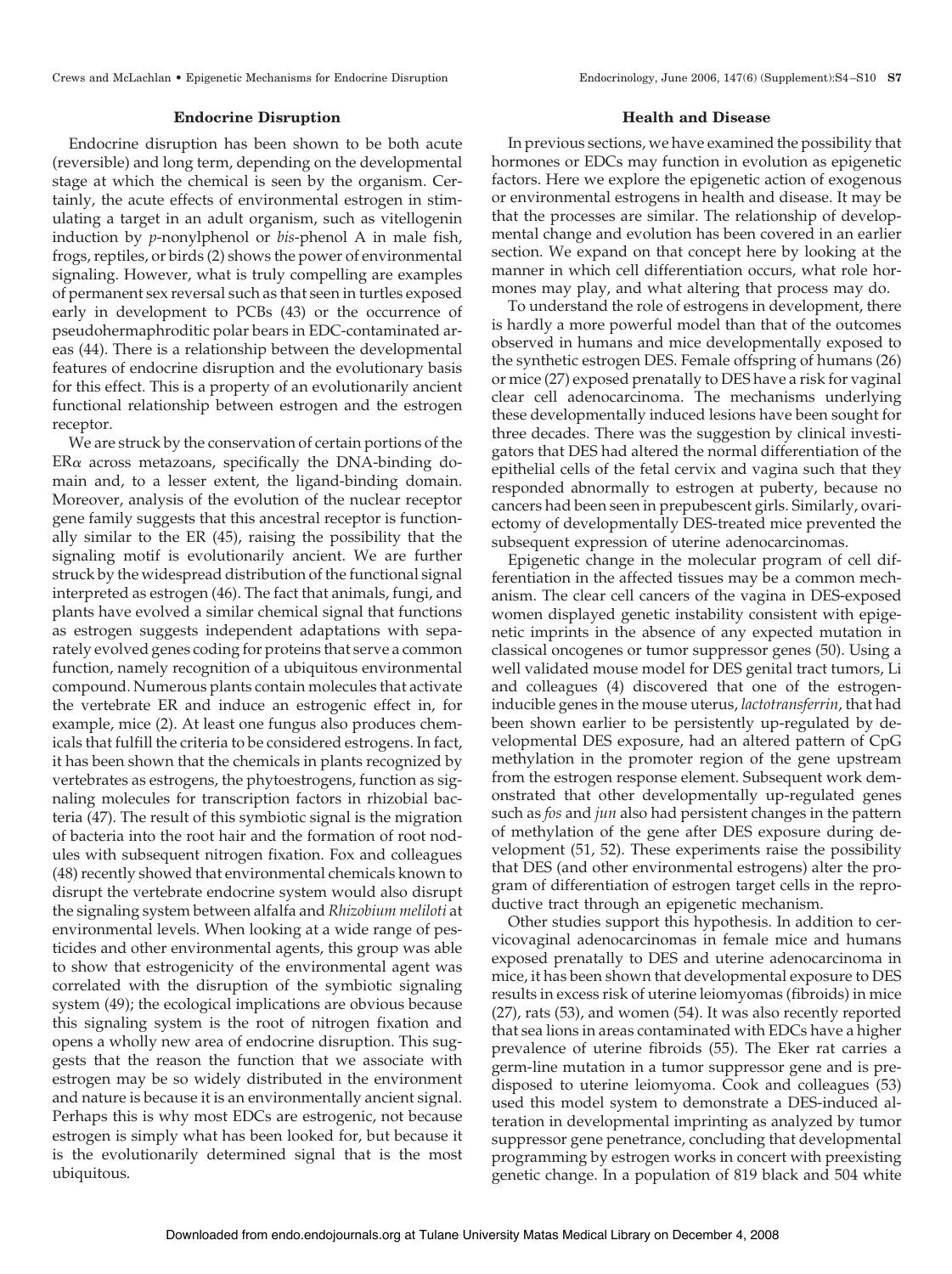### Endocrine Disruption

Endocrine disruption has been shown to be both acute (reversible) and long term, depending on the developmental stage at which the chemical is seen by the organism. Certainly, the acute effects of environmental estrogen in stimulating a target in an adult organism, such as vitellogenin induction by *p*-nonylphenol or *bis*-phenol A in male fish, frogs, reptiles, or birds (2) shows the power of environmental signaling. However, what is truly compelling are examples of permanent sex reversal such as that seen in turtles exposed early in development to PCBs (43) or the occurrence of pseudohermaphroditic polar bears in EDC-contaminated areas (44). There is a relationship between the developmental features of endocrine disruption and the evolutionary basis for this effect. This is a property of an evolutionarily ancient functional relationship between estrogen and the estrogen receptor.

We are struck by the conservation of certain portions of the ER$\alpha$ across metazoans, specifically the DNA-binding domain and, to a lesser extent, the ligand-binding domain. Moreover, analysis of the evolution of the nuclear receptor gene family suggests that this ancestral receptor is functionally similar to the ER (45), raising the possibility that the signaling motif is evolutionarily ancient. We are further struck by the widespread distribution of the functional signal interpreted as estrogen (46). The fact that animals, fungi, and plants have evolved a similar chemical signal that functions as estrogen suggests independent adaptations with separately evolved genes coding for proteins that serve a common function, namely recognition of a ubiquitous environmental compound. Numerous plants contain molecules that activate the vertebrate ER and induce an estrogenic effect in, for example, mice (2). At least one fungus also produces chemicals that fulfill the criteria to be considered estrogens. In fact, it has been shown that the chemicals in plants recognized by vertebrates as estrogens, the phytoestrogens, function as signaling molecules for transcription factors in rhizobial bacteria (47). The result of this symbiotic signal is the migration of bacteria into the root hair and the formation of root nodules with subsequent nitrogen fixation. Fox and colleagues (48) recently showed that environmental chemicals known to disrupt the vertebrate endocrine system would also disrupt the signaling system between alfalfa and *Rhizobium meliloti* at environmental levels. When looking at a wide range of pesticides and other environmental agents, this group was able to show that estrogenicity of the environmental agent was correlated with the disruption of the symbiotic signaling system (49); the ecological implications are obvious because this signaling system is the root of nitrogen fixation and opens a wholly new area of endocrine disruption. This suggests that the reason the function that we associate with estrogen may be so widely distributed in the environment and nature is because it is an environmentally ancient signal. Perhaps this is why most EDCs are estrogenic, not because estrogen is simply what has been looked for, but because it is the evolutionarily determined signal that is the most ubiquitous.

### Health and Disease

In previous sections, we have examined the possibility that hormones or EDCs may function in evolution as epigenetic factors. Here we explore the epigenetic action of exogenous or environmental estrogens in health and disease. It may be that the processes are similar. The relationship of developmental change and evolution has been covered in an earlier section. We expand on that concept here by looking at the manner in which cell differentiation occurs, what role hormones may play, and what altering that process may do.

To understand the role of estrogens in development, there is hardly a more powerful model than that of the outcomes observed in humans and mice developmentally exposed to the synthetic estrogen DES. Female offspring of humans (26) or mice (27) exposed prenatally to DES have a risk for vaginal clear cell adenocarcinoma. The mechanisms underlying these developmentally induced lesions have been sought for three decades. There was the suggestion by clinical investigators that DES had altered the normal differentiation of the epithelial cells of the fetal cervix and vagina such that they responded abnormally to estrogen at puberty, because no cancers had been seen in prepubescent girls. Similarly, ovariectomy of developmentally DES-treated mice prevented the subsequent expression of uterine adenocarcinomas.

Epigenetic change in the molecular program of cell differentiation in the affected tissues may be a common mechanism. The clear cell cancers of the vagina in DES-exposed women displayed genetic instability consistent with epigenetic imprints in the absence of any expected mutation in classical oncogenes or tumor suppressor genes (50). Using a well validated mouse model for DES genital tract tumors, Li and colleagues (4) discovered that one of the estrogen-inducible genes in the mouse uterus, *lactotransferrin*, that had been shown earlier to be persistently up-regulated by developmental DES exposure, had an altered pattern of CpG methylation in the promoter region of the gene upstream from the estrogen response element. Subsequent work demonstrated that other developmentally up-regulated genes such as *fos* and *jun* also had persistent changes in the pattern of methylation of the gene after DES exposure during development (51, 52). These experiments raise the possibility that DES (and other environmental estrogens) alter the program of differentiation of estrogen target cells in the reproductive tract through an epigenetic mechanism.

Other studies support this hypothesis. In addition to cervicovaginal adenocarcinomas in female mice and humans exposed prenatally to DES and uterine adenocarcinoma in mice, it has been shown that developmental exposure to DES results in excess risk of uterine leiomyomas (fibroids) in mice (27), rats (53), and women (54). It was also recently reported that sea lions in areas contaminated with EDCs have a higher prevalence of uterine fibroids (55). The Eker rat carries a germ-line mutation in a tumor suppressor gene and is predisposed to uterine leiomyoma. Cook and colleagues (53) used this model system to demonstrate a DES-induced alteration in developmental imprinting as analyzed by tumor suppressor gene penetrance, concluding that developmental programming by estrogen works in concert with preexisting genetic change. In a population of 819 black and 504 white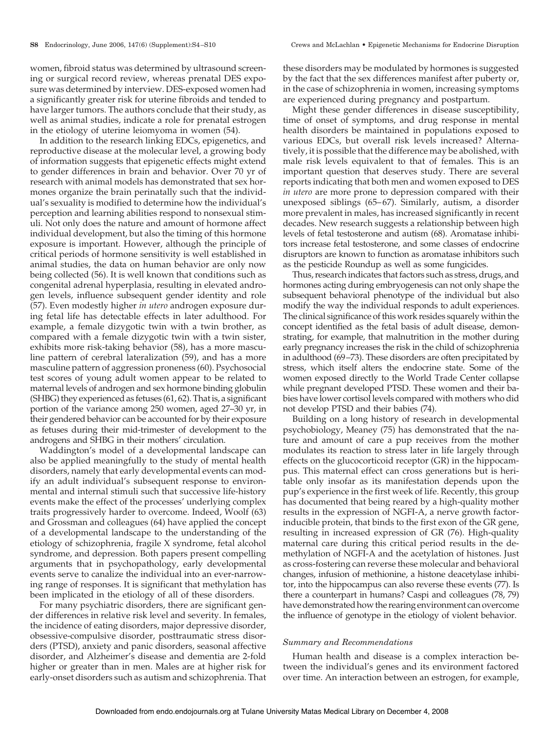women, fibroid status was determined by ultrasound screening or surgical record review, whereas prenatal DES exposure was determined by interview. DES-exposed women had a significantly greater risk for uterine fibroids and tended to have larger tumors. The authors conclude that their study, as well as animal studies, indicate a role for prenatal estrogen in the etiology of uterine leiomyoma in women (54).

In addition to the research linking EDCs, epigenetics, and reproductive disease at the molecular level, a growing body of information suggests that epigenetic effects might extend to gender differences in brain and behavior. Over 70 yr of research with animal models has demonstrated that sex hormones organize the brain perinatally such that the individual's sexuality is modified to determine how the individual's perception and learning abilities respond to nonsexual stimuli. Not only does the nature and amount of hormone affect individual development, but also the timing of this hormone exposure is important. However, although the principle of critical periods of hormone sensitivity is well established in animal studies, the data on human behavior are only now being collected (56). It is well known that conditions such as congenital adrenal hyperplasia, resulting in elevated androgen levels, influence subsequent gender identity and role (57). Even modestly higher *in utero* androgen exposure during fetal life has detectable effects in later adulthood. For example, a female dizygotic twin with a twin brother, as compared with a female dizygotic twin with a twin sister, exhibits more risk-taking behavior (58), has a more masculine pattern of cerebral lateralization (59), and has a more masculine pattern of aggression proneness (60). Psychosocial test scores of young adult women appear to be related to maternal levels of androgen and sex hormone binding globulin (SHBG) they experienced as fetuses (61, 62). That is, a significant portion of the variance among 250 women, aged 27–30 yr, in their gendered behavior can be accounted for by their exposure as fetuses during their mid-trimester of development to the androgens and SHBG in their mothers' circulation.

Waddington's model of a developmental landscape can also be applied meaningfully to the study of mental health disorders, namely that early developmental events can modify an adult individual's subsequent response to environmental and internal stimuli such that successive life-history events make the effect of the processes' underlying complex traits progressively harder to overcome. Indeed, Woolf (63) and Grossman and colleagues (64) have applied the concept of a developmental landscape to the understanding of the etiology of schizophrenia, fragile X syndrome, fetal alcohol syndrome, and depression. Both papers present compelling arguments that in psychopathology, early developmental events serve to canalize the individual into an ever-narrowing range of responses. It is significant that methylation has been implicated in the etiology of all of these disorders.

For many psychiatric disorders, there are significant gender differences in relative risk level and severity. In females, the incidence of eating disorders, major depressive disorder, obsessive-compulsive disorder, posttraumatic stress disorders (PTSD), anxiety and panic disorders, seasonal affective disorder, and Alzheimer's disease and dementia are 2-fold higher or greater than in men. Males are at higher risk for early-onset disorders such as autism and schizophrenia. That these disorders may be modulated by hormones is suggested by the fact that the sex differences manifest after puberty or, in the case of schizophrenia in women, increasing symptoms are experienced during pregnancy and postpartum.

Might these gender differences in disease susceptibility, time of onset of symptoms, and drug response in mental health disorders be maintained in populations exposed to various EDCs, but overall risk levels increased? Alternatively, it is possible that the difference may be abolished, with male risk levels equivalent to that of females. This is an important question that deserves study. There are several reports indicating that both men and women exposed to DES *in utero* are more prone to depression compared with their unexposed siblings (65–67). Similarly, autism, a disorder more prevalent in males, has increased significantly in recent decades. New research suggests a relationship between high levels of fetal testosterone and autism (68). Aromatase inhibitors increase fetal testosterone, and some classes of endocrine disruptors are known to function as aromatase inhibitors such as the pesticide Roundup as well as some fungicides.

Thus, research indicates that factors such as stress, drugs, and hormones acting during embryogenesis can not only shape the subsequent behavioral phenotype of the individual but also modify the way the individual responds to adult experiences. The clinical significance of this work resides squarely within the concept identified as the fetal basis of adult disease, demonstrating, for example, that malnutrition in the mother during early pregnancy increases the risk in the child of schizophrenia in adulthood (69–73). These disorders are often precipitated by stress, which itself alters the endocrine state. Some of the women exposed directly to the World Trade Center collapse while pregnant developed PTSD. These women and their babies have lower cortisol levels compared with mothers who did not develop PTSD and their babies (74).

Building on a long history of research in developmental psychobiology, Meaney (75) has demonstrated that the nature and amount of care a pup receives from the mother modulates its reaction to stress later in life largely through effects on the glucocorticoid receptor (GR) in the hippocampus. This maternal effect can cross generations but is heritable only insofar as its manifestation depends upon the pup's experience in the first week of life. Recently, this group has documented that being reared by a high-quality mother results in the expression of NGFI-A, a nerve growth factor-inducible protein, that binds to the first exon of the GR gene, resulting in increased expression of GR (76). High-quality maternal care during this critical period results in the demethylation of NGFI-A and the acetylation of histones. Just as cross-fostering can reverse these molecular and behavioral changes, infusion of methionine, a histone deacetylase inhibitor, into the hippocampus can also reverse these events (77). Is there a counterpart in humans? Caspi and colleagues (78, 79) have demonstrated how the rearing environment can overcome the influence of genotype in the etiology of violent behavior.

### *Summary and Recommendations*

Human health and disease is a complex interaction between the individual's genes and its environment factored over time. An interaction between an estrogen, for example,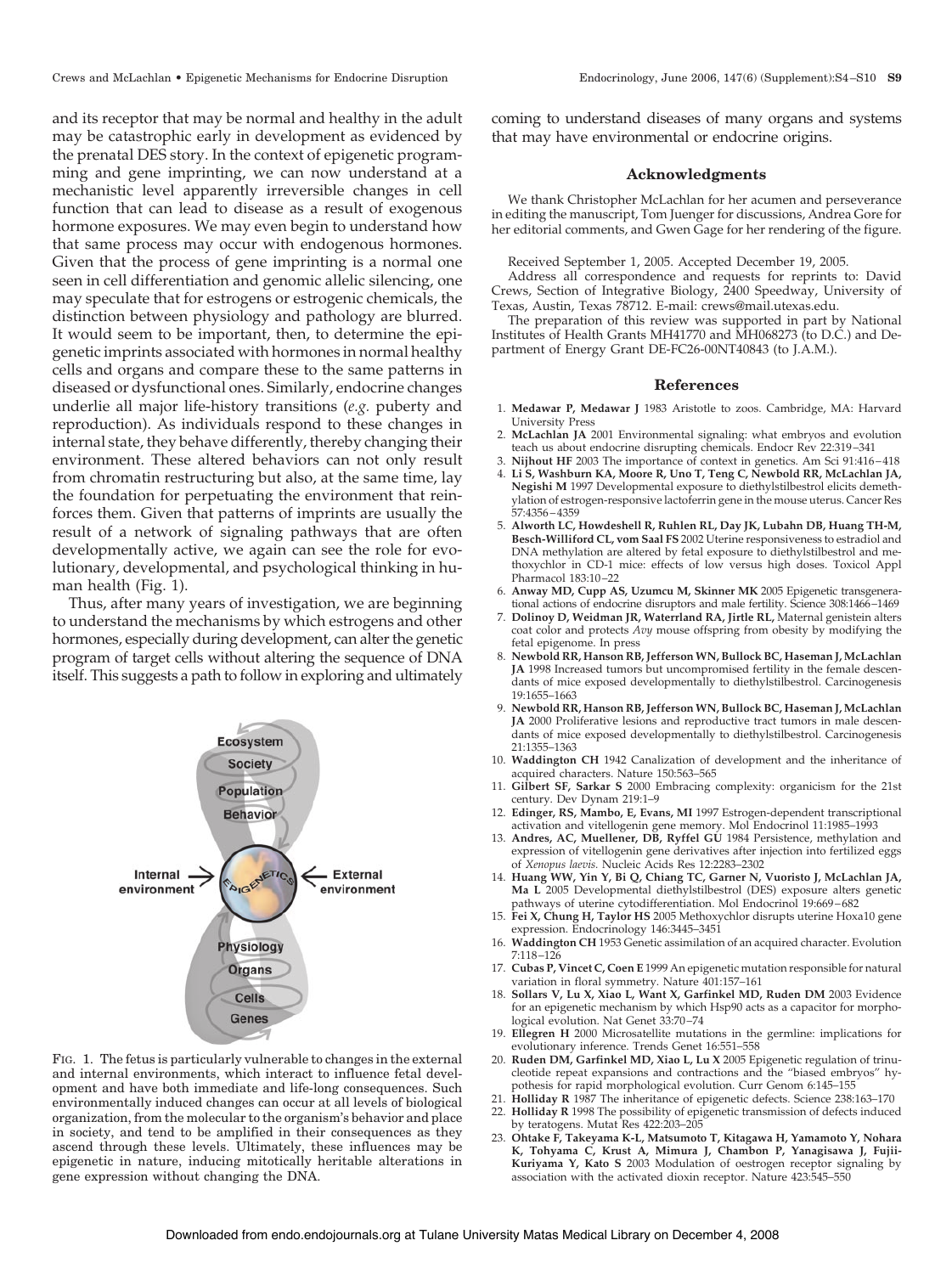and its receptor that may be normal and healthy in the adult may be catastrophic early in development as evidenced by the prenatal DES story. In the context of epigenetic programming and gene imprinting, we can now understand at a mechanistic level apparently irreversible changes in cell function that can lead to disease as a result of exogenous hormone exposures. We may even begin to understand how that same process may occur with endogenous hormones. Given that the process of gene imprinting is a normal one seen in cell differentiation and genomic allelic silencing, one may speculate that for estrogens or estrogenic chemicals, the distinction between physiology and pathology are blurred. It would seem to be important, then, to determine the epigenetic imprints associated with hormones in normal healthy cells and organs and compare these to the same patterns in diseased or dysfunctional ones. Similarly, endocrine changes underlie all major life-history transitions (*e.g.* puberty and reproduction). As individuals respond to these changes in internal state, they behave differently, thereby changing their environment. These altered behaviors can not only result from chromatin restructuring but also, at the same time, lay the foundation for perpetuating the environment that reinforces them. Given that patterns of imprints are usually the result of a network of signaling pathways that are often developmentally active, we again can see the role for evolutionary, developmental, and psychological thinking in human health (Fig. 1).

Thus, after many years of investigation, we are beginning to understand the mechanisms by which estrogens and other hormones, especially during development, can alter the genetic program of target cells without altering the sequence of DNA itself. This suggests a path to follow in exploring and ultimately coming to understand diseases of many organs and systems that may have environmental or endocrine origins.

Ecosystem
Society
Population
Behavior
Internal environment
EPIGENETICS
External environment
Physiology
Organs
Cells
Genes

FIG. 1. The fetus is particularly vulnerable to changes in the external and internal environments, which interact to influence fetal development and have both immediate and life-long consequences. Such environmentally induced changes can occur at all levels of biological organization, from the molecular to the organism's behavior and place in society, and tend to be amplified in their consequences as they ascend through these levels. Ultimately, these influences may be epigenetic in nature, inducing mitotically heritable alterations in gene expression without changing the DNA.

## Acknowledgments

We thank Christopher McLachlan for her acumen and perseverance in editing the manuscript, Tom Juenger for discussions, Andrea Gore for her editorial comments, and Gwen Gage for her rendering of the figure.

Received September 1, 2005. Accepted December 19, 2005.

Address all correspondence and requests for reprints to: David Crews, Section of Integrative Biology, 2400 Speedway, University of Texas, Austin, Texas 78712. E-mail: crews@mail.utexas.edu.

The preparation of this review was supported in part by National Institutes of Health Grants MH41770 and MH068273 (to D.C.) and Department of Energy Grant DE-FC26-00NT40843 (to J.A.M.).

## References

1. **Medawar P, Medawar J** 1983 Aristotle to zoos. Cambridge, MA: Harvard University Press
2. **McLachlan JA** 2001 Environmental signaling: what embryos and evolution teach us about endocrine disrupting chemicals. Endocr Rev 22:319–341
3. **Nijhout HF** 2003 The importance of context in genetics. Am Sci 91:416–418
4. **Li S, Washburn KA, Moore R, Uno T, Teng C, Newbold RR, McLachlan JA, Negishi M** 1997 Developmental exposure to diethylstilbestrol elicits demethylation of estrogen-responsive lactoferrin gene in the mouse uterus. Cancer Res 57:4356–4359
5. **Alworth LC, Howdeshell R, Ruhlen RL, Day JK, Lubahn DB, Huang TH-M, Besch-Williford CL, vom Saal FS** 2002 Uterine responsiveness to estradiol and DNA methylation are altered by fetal exposure to diethylstilbestrol and methoxychlor in CD-1 mice: effects of low versus high doses. Toxicol Appl Pharmacol 183:10–22
6. **Anway MD, Cupp AS, Uzumcu M, Skinner MK** 2005 Epigenetic transgenerational actions of endocrine disruptors and male fertility. Science 308:1466–1469
7. **Dolinoy D, Weidman JR, Waterrland RA, Jirtle RL**, Maternal genistein alters coat color and protects *Avy* mouse offspring from obesity by modifying the fetal epigenome. In press
8. **Newbold RR, Hanson RB, Jefferson WN, Bullock BC, Haseman J, McLachlan JA** 1998 Increased tumors but uncompromised fertility in the female descendants of mice exposed developmentally to diethylstilbestrol. Carcinogenesis 19:1655–1663
9. **Newbold RR, Hanson RB, Jefferson WN, Bullock BC, Haseman J, McLachlan JA** 2000 Proliferative lesions and reproductive tract tumors in male descendants of mice exposed developmentally to diethylstilbestrol. Carcinogenesis 21:1355–1363
10. **Waddington CH** 1942 Canalization of development and the inheritance of acquired characters. Nature 150:563–565
11. **Gilbert SF, Sarkar S** 2000 Embracing complexity: organicism for the 21st century. Dev Dynam 219:1–9
12. **Edinger, RS, Mambo, E, Evans, MI** 1997 Estrogen-dependent transcriptional activation and vitellogenin gene memory. Mol Endocrinol 11:1985–1993
13. **Andres, AC, Muellener, DB, Ryffel GU** 1984 Persistence, methylation and expression of vitellogenin gene derivatives after injection into fertilized eggs of *Xenopus laevis.* Nucleic Acids Res 12:2283–2302
14. **Huang WW, Yin Y, Bi Q, Chiang TC, Garner N, Vuoristo J, McLachlan JA, Ma L** 2005 Developmental diethylstilbestrol (DES) exposure alters genetic pathways of uterine cytodifferentiation. Mol Endocrinol 19:669–682
15. **Fei X, Chung H, Taylor HS** 2005 Methoxychlor disrupts uterine Hoxa10 gene expression. Endocrinology 146:3445–3451
16. **Waddington CH** 1953 Genetic assimilation of an acquired character. Evolution 7:118–126
17. **Cubas P, Vincet C, Coen E** 1999 An epigenetic mutation responsible for natural variation in floral symmetry. Nature 401:157–161
18. **Sollars V, Lu X, Xiao L, Want X, Garfinkel MD, Ruden DM** 2003 Evidence for an epigenetic mechanism by which Hsp90 acts as a capacitor for morphological evolution. Nat Genet 33:70–74
19. **Ellegren H** 2000 Microsatellite mutations in the germline: implications for evolutionary inference. Trends Genet 16:551–558
20. **Ruden DM, Garfinkel MD, Xiao L, Lu X** 2005 Epigenetic regulation of trinucleotide repeat expansions and contractions and the "biased embryos" hypothesis for rapid morphological evolution. Curr Genom 6:145–155
21. **Holliday R** 1987 The inheritance of epigenetic defects. Science 238:163–170
22. **Holliday R** 1998 The possibility of epigenetic transmission of defects induced by teratogens. Mutat Res 422:203–205
23. **Ohtake F, Takeyama K-L, Matsumoto T, Kitagawa H, Yamamoto Y, Nohara K, Tohyama C, Krust A, Mimura J, Chambon P, Yanagisawa J, Fujii-Kuriyama Y, Kato S** 2003 Modulation of oestrogen receptor signaling by association with the activated dioxin receptor. Nature 423:545–550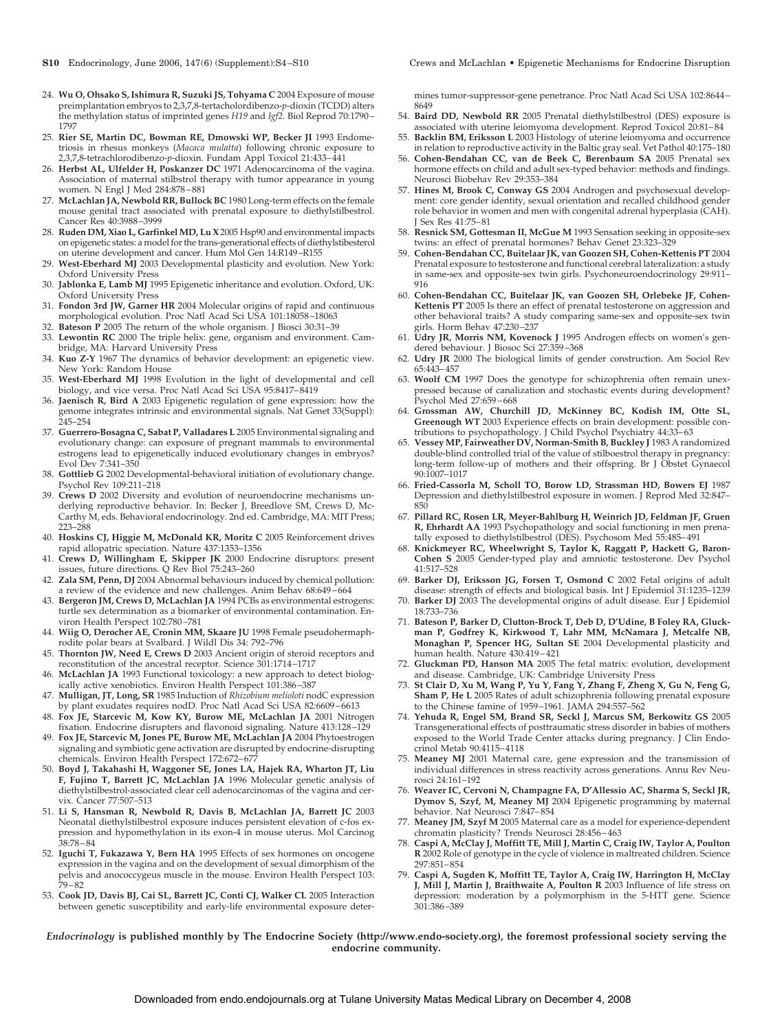24. **Wu O, Ohsako S, Ishimura R, Suzuki JS, Tohyama C** 2004 Exposure of mouse preimplantation embryos to 2,3,7,8-tertacholordibenzo-*p*-dioxin (TCDD) alters the methylation status of imprinted genes *H19* and *Igf2*. Biol Reprod 70:1790–1797
25. **Rier SE, Martin DC, Bowman RE, Dmowski WP, Becker JI** 1993 Endometriosis in rhesus monkeys (*Macaca mulatta*) following chronic exposure to 2,3,7,8-tetrachlorodibenzo-*p*-dioxin. Fundam Appl Toxicol 21:433–441
26. **Herbst AL, Ulfelder H, Poskanzer DC** 1971 Adenocarcinoma of the vagina. Association of maternal stilbstrol therapy with tumor appearance in young women. N Engl J Med 284:878–881
27. **McLachlan JA, Newbold RR, Bullock BC** 1980 Long-term effects on the female mouse genital tract associated with prenatal exposure to diethylstilbestrol. Cancer Res 40:3988–3999
28. **Ruden DM, Xiao L, Garfinkel MD, Lu X** 2005 Hsp90 and environmental impacts on epigenetic states: a model for the trans-generational effects of diethylstibesterol on uterine development and cancer. Hum Mol Gen 14:R149–R155
29. **West-Eberhard MJ** 2003 Developmental plasticity and evolution. New York: Oxford University Press
30. **Jablonka E, Lamb MJ** 1995 Epigenetic inheritance and evolution. Oxford, UK: Oxford University Press
31. **Fondon 3rd JW, Garner HR** 2004 Molecular origins of rapid and continuous morphological evolution. Proc Natl Acad Sci USA 101:18058–18063
32. **Bateson P** 2005 The return of the whole organism. J Biosci 30:31–39
33. **Lewontin RC** 2000 The triple helix: gene, organism and environment. Cambridge, MA: Harvard University Press
34. **Kuo Z-Y** 1967 The dynamics of behavior development: an epigenetic view. New York: Random House
35. **West-Eberhard MJ** 1998 Evolution in the light of developmental and cell biology, and vice versa. Proc Natl Acad Sci USA 95:8417–8419
36. **Jaenisch R, Bird A** 2003 Epigenetic regulation of gene expression: how the genome integrates intrinsic and environmental signals. Nat Genet 33(Suppl): 245–254
37. **Guerrero-Bosagna C, Sabat P, Valladares L** 2005 Environmental signaling and evolutionary change: can exposure of pregnant mammals to environmental estrogens lead to epigenetically induced evolutionary changes in embryos? Evol Dev 7:341–350
38. **Gottlieb G** 2002 Developmental-behavioral initiation of evolutionary change. Psychol Rev 109:211–218
39. **Crews D** 2002 Diversity and evolution of neuroendocrine mechanisms underlying reproductive behavior. In: Becker J, Breedlove SM, Crews D, McCarthy M, eds. Behavioral endocrinology. 2nd ed. Cambridge, MA: MIT Press; 223–288
40. **Hoskins CJ, Higgie M, McDonald KR, Moritz C** 2005 Reinforcement drives rapid allopatric speciation. Nature 437:1353–1356
41. **Crews D, Willingham E, Skipper JK** 2000 Endocrine disruptors: present issues, future directions. Q Rev Biol 75:243–260
42. **Zala SM, Penn, DJ** 2004 Abnormal behaviours induced by chemical pollution: a review of the evidence and new challenges. Anim Behav 68:649–664
43. **Bergeron JM, Crews D, McLachlan JA** 1994 PCBs as environmental estrogens: turtle sex determination as a biomarker of environmental contamination. Environ Health Perspect 102:780–781
44. **Wiig O, Derocher AE, Cronin MM, Skaare JU** 1998 Female pseudohermaphrodite polar bears at Svalbard. J Wildl Dis 34: 792–796
45. **Thornton JW, Need E, Crews D** 2003 Ancient origin of steroid receptors and reconstitution of the ancestral receptor. Science 301:1714–1717
46. **McLachlan JA** 1993 Functional toxicology: a new approach to detect biologically active xenobiotics. Environ Health Perspect 101:386–387
47. **Mulligan, JT, Long, SR** 1985 Induction of *Rhizobium melioloti* nodC expression by plant exudates requires nodD. Proc Natl Acad Sci USA 82:6609–6613
48. **Fox JE, Starcevic M, Kow KY, Burow ME, McLachlan JA** 2001 Nitrogen fixation. Endocrine disrupters and flavonoid signaling. Nature 413:128–129
49. **Fox JE, Starcevic M, Jones PE, Burow ME, McLachlan JA** 2004 Phytoestrogen signaling and symbiotic gene activation are disrupted by endocrine-disrupting chemicals. Environ Health Perspect 172:672–677
50. **Boyd J, Takahashi H, Waggoner SE, Jones LA, Hajek RA, Wharton JT, Liu F, Fujino T, Barrett JC, McLachlan JA** 1996 Molecular genetic analysis of diethylstilbestrol-associated clear cell adenocarcinomas of the vagina and cervix. Cancer 77:507–513
51. **Li S, Hansman R, Newbold R, Davis B, McLachlan JA, Barrett JC** 2003 Neonatal diethylstilbestrol exposure induces persistent elevation of c-fos expression and hypomethylation in its exon-4 in mouse uterus. Mol Carcinog 38:78–84
52. **Iguchi T, Fukazawa Y, Bern HA** 1995 Effects of sex hormones on oncogene expression in the vagina and on the development of sexual dimorphism of the pelvis and anococcygeus muscle in the mouse. Environ Health Perspect 103: 79–82
53. **Cook JD, Davis BJ, Cai SL, Barrett JC, Conti CJ, Walker CL** 2005 Interaction between genetic susceptibility and early-life environmental exposure determines tumor-suppressor-gene penetrance. Proc Natl Acad Sci USA 102:8644–8649
54. **Baird DD, Newbold RR** 2005 Prenatal diethylstilbestrol (DES) exposure is associated with uterine leiomyoma development. Reprod Toxicol 20:81–84
55. **Backlin BM, Eriksson L** 2003 Histology of uterine leiomyoma and occurrence in relation to reproductive activity in the Baltic gray seal. Vet Pathol 40:175–180
56. **Cohen-Bendahan CC, van de Beek C, Berenbaum SA** 2005 Prenatal sex hormone effects on child and adult sex-typed behavior: methods and findings. Neurosci Biobehav Rev 29:353–384
57. **Hines M, Brook C, Conway GS** 2004 Androgen and psychosexual development: core gender identity, sexual orientation and recalled childhood gender role behavior in women and men with congenital adrenal hyperplasia (CAH). J Sex Res 41:75–81
58. **Resnick SM, Gottesman II, McGue M** 1993 Sensation seeking in opposite-sex twins: an effect of prenatal hormones? Behav Genet 23:323–329
59. **Cohen-Bendahan CC, Buitelaar JK, van Goozen SH, Cohen-Kettenis PT** 2004 Prenatal exposure to testosterone and functional cerebral lateralization: a study in same-sex and opposite-sex twin girls. Psychoneuroendocrinology 29:911–916
60. **Cohen-Bendahan CC, Buitelaar JK, van Goozen SH, Orlebeke JF, Cohen-Kettenis PT** 2005 Is there an effect of prenatal testosterone on aggression and other behavioral traits? A study comparing same-sex and opposite-sex twin girls. Horm Behav 47:230–237
61. **Udry JR, Morris NM, Kovenock J** 1995 Androgen effects on women's gendered behaviour. J Biosoc Sci 27:359–368
62. **Udry JR** 2000 The biological limits of gender construction. Am Sociol Rev 65:443–457
63. **Woolf CM** 1997 Does the genotype for schizophrenia often remain unexpressed because of canalization and stochastic events during development? Psychol Med 27:659–668
64. **Grossman AW, Churchill JD, McKinney BC, Kodish IM, Otte SL, Greenough WT** 2003 Experience effects on brain development: possible contributions to psychopathology. J Child Psychol Psychiatry 44:33–63
65. **Vessey MP, Fairweather DV, Norman-Smith B, Buckley J** 1983 A randomized double-blind controlled trial of the value of stilboestrol therapy in pregnancy: long-term follow-up of mothers and their offspring. Br J Obstet Gynaecol 90:1007–1017
66. **Fried-Cassorla M, Scholl TO, Borow LD, Strassman HD, Bowers EJ** 1987 Depression and diethylstilbestrol exposure in women. J Reprod Med 32:847–850
67. **Pillard RC, Rosen LR, Meyer-Bahlburg H, Weinrich JD, Feldman JF, Gruen R, Ehrhardt AA** 1993 Psychopathology and social functioning in men prenatally exposed to diethylstilbestrol (DES). Psychosom Med 55:485–491
68. **Knickmeyer RC, Wheelwright S, Taylor K, Raggatt P, Hackett G, Baron-Cohen S** 2005 Gender-typed play and amniotic testosterone. Dev Psychol 41:517–528
69. **Barker DJ, Eriksson JG, Forsen T, Osmond C** 2002 Fetal origins of adult disease: strength of effects and biological basis. Int J Epidemiol 31:1235–1239
70. **Barker DJ** 2003 The developmental origins of adult disease. Eur J Epidemiol 18:733–736
71. **Bateson P, Barker D, Clutton-Brock T, Deb D, D'Udine, B Foley RA, Gluckman P, Godfrey K, Kirkwood T, Lahr MM, McNamara J, Metcalfe NB, Monaghan P, Spencer HG, Sultan SE** 2004 Developmental plasticity and human health. Nature 430:419–421
72. **Gluckman PD, Hanson MA** 2005 The fetal matrix: evolution, development and disease. Cambridge, UK: Cambridge University Press
73. **St Clair D, Xu M, Wang P, Yu Y, Fang Y, Zhang F, Zheng X, Gu N, Feng G, Sham P, He L** 2005 Rates of adult schizophrenia following prenatal exposure to the Chinese famine of 1959–1961. JAMA 294:557–562
74. **Yehuda R, Engel SM, Brand SR, Seckl J, Marcus SM, Berkowitz GS** 2005 Transgenerational effects of posttraumatic stress disorder in babies of mothers exposed to the World Trade Center attacks during pregnancy. J Clin Endocrinol Metab 90:4115–4118
75. **Meaney MJ** 2001 Maternal care, gene expression and the transmission of individual differences in stress reactivity across generations. Annu Rev Neurosci 24:161–192
76. **Weaver IC, Cervoni N, Champagne FA, D'Allessio AC, Sharma S, Seckl JR, Dymov S, Szyf, M, Meaney MJ** 2004 Epigenetic programming by maternal behavior. Nat Neurosci 7:847–854
77. **Meaney JM, Szyf M** 2005 Maternal care as a model for experience-dependent chromatin plasticity? Trends Neurosci 28:456–463
78. **Caspi A, McClay J, Moffitt TE, Mill J, Martin C, Craig IW, Taylor A, Poulton R** 2002 Role of genotype in the cycle of violence in maltreated children. Science 297:851–854
79. **Caspi A, Sugden K, Moffitt TE, Taylor A, Craig IW, Harrington H, McClay J, Mill J, Martin J, Braithwaite A, Poulton R** 2003 Influence of life stress on depression: moderation by a polymorphism in the 5-HTT gene. Science 301:386–389

***Endocrinology* is published monthly by The Endocrine Society (http://www.endo-society.org), the foremost professional society serving the endocrine community.**